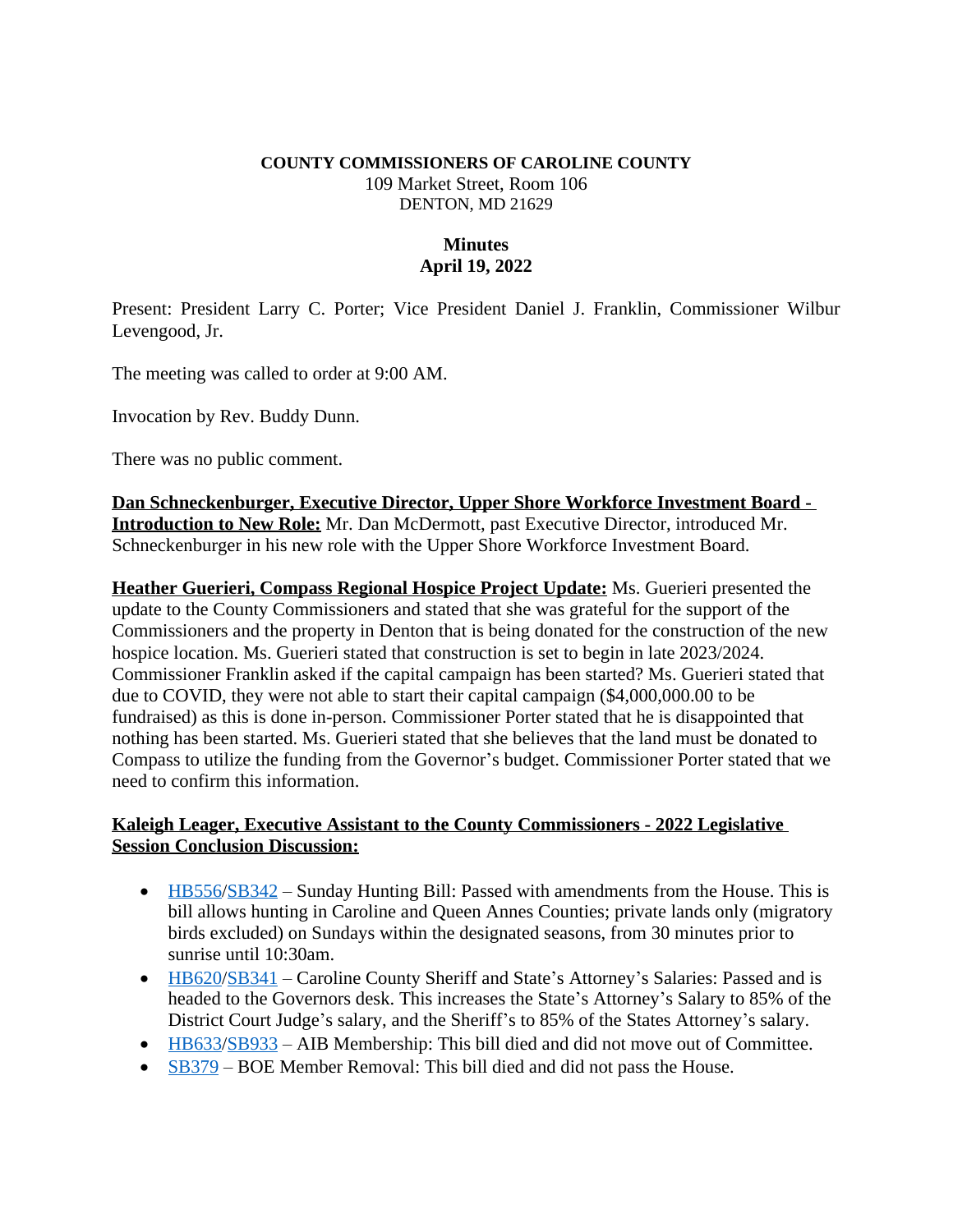**COUNTY COMMISSIONERS OF CAROLINE COUNTY**
109 Market Street, Room 106
DENTON, MD 21629

**Minutes**
**April 19, 2022**

Present: President Larry C. Porter; Vice President Daniel J. Franklin, Commissioner Wilbur Levengood, Jr.

The meeting was called to order at 9:00 AM.

Invocation by Rev. Buddy Dunn.

There was no public comment.

**Dan Schneckenburger, Executive Director, Upper Shore Workforce Investment Board - Introduction to New Role:** Mr. Dan McDermott, past Executive Director, introduced Mr. Schneckenburger in his new role with the Upper Shore Workforce Investment Board.

**Heather Guerieri, Compass Regional Hospice Project Update:** Ms. Guerieri presented the update to the County Commissioners and stated that she was grateful for the support of the Commissioners and the property in Denton that is being donated for the construction of the new hospice location. Ms. Guerieri stated that construction is set to begin in late 2023/2024. Commissioner Franklin asked if the capital campaign has been started? Ms. Guerieri stated that due to COVID, they were not able to start their capital campaign ($4,000,000.00 to be fundraised) as this is done in-person. Commissioner Porter stated that he is disappointed that nothing has been started. Ms. Guerieri stated that she believes that the land must be donated to Compass to utilize the funding from the Governor's budget. Commissioner Porter stated that we need to confirm this information.

**Kaleigh Leager, Executive Assistant to the County Commissioners - 2022 Legislative Session Conclusion Discussion:**

- HB556/SB342 – Sunday Hunting Bill: Passed with amendments from the House. This is bill allows hunting in Caroline and Queen Annes Counties; private lands only (migratory birds excluded) on Sundays within the designated seasons, from 30 minutes prior to sunrise until 10:30am.
- HB620/SB341 – Caroline County Sheriff and State's Attorney's Salaries: Passed and is headed to the Governors desk. This increases the State's Attorney's Salary to 85% of the District Court Judge's salary, and the Sheriff's to 85% of the States Attorney's salary.
- HB633/SB933 – AIB Membership: This bill died and did not move out of Committee.
- SB379 – BOE Member Removal: This bill died and did not pass the House.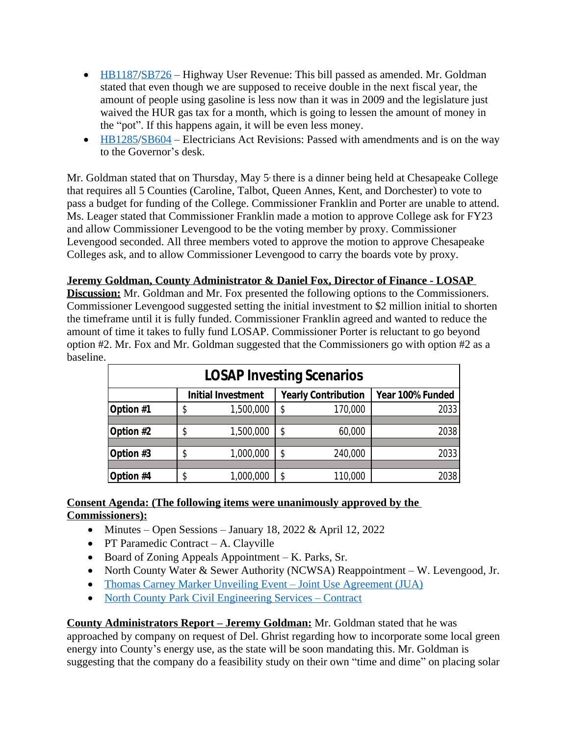- [HB1187](#)/[SB726](#) – Highway User Revenue: This bill passed as amended. Mr. Goldman stated that even though we are supposed to receive double in the next fiscal year, the amount of people using gasoline is less now than it was in 2009 and the legislature just waived the HUR gas tax for a month, which is going to lessen the amount of money in the "pot". If this happens again, it will be even less money.
- [HB1285](#)/[SB604](#) – Electricians Act Revisions: Passed with amendments and is on the way to the Governor's desk.

Mr. Goldman stated that on Thursday, May 5, there is a dinner being held at Chesapeake College that requires all 5 Counties (Caroline, Talbot, Queen Annes, Kent, and Dorchester) to vote to pass a budget for funding of the College. Commissioner Franklin and Porter are unable to attend. Ms. Leager stated that Commissioner Franklin made a motion to approve College ask for FY23 and allow Commissioner Levengood to be the voting member by proxy. Commissioner Levengood seconded. All three members voted to approve the motion to approve Chesapeake Colleges ask, and to allow Commissioner Levengood to carry the boards vote by proxy.

**Jeremy Goldman, County Administrator & Daniel Fox, Director of Finance - LOSAP Discussion:** Mr. Goldman and Mr. Fox presented the following options to the Commissioners. Commissioner Levengood suggested setting the initial investment to $2 million initial to shorten the timeframe until it is fully funded. Commissioner Franklin agreed and wanted to reduce the amount of time it takes to fully fund LOSAP. Commissioner Porter is reluctant to go beyond option #2. Mr. Fox and Mr. Goldman suggested that the Commissioners go with option #2 as a baseline.

| LOSAP Investing Scenarios | | | |
|---|---|---|---|
| | **Initial Investment** | **Yearly Contribution** | **Year 100% Funded** |
| **Option #1** | $ 1,500,000 | $ 170,000 | 2033 |
| **Option #2** | $ 1,500,000 | $ 60,000 | 2038 |
| **Option #3** | $ 1,000,000 | $ 240,000 | 2033 |
| **Option #4** | $ 1,000,000 | $ 110,000 | 2038 |

**Consent Agenda: (The following items were unanimously approved by the Commissioners):**

- Minutes – Open Sessions – January 18, 2022 & April 12, 2022
- PT Paramedic Contract – A. Clayville
- Board of Zoning Appeals Appointment – K. Parks, Sr.
- North County Water & Sewer Authority (NCWSA) Reappointment – W. Levengood, Jr.
- [Thomas Carney Marker Unveiling Event – Joint Use Agreement (JUA)](#)
- [North County Park Civil Engineering Services – Contract](#)

**County Administrators Report – Jeremy Goldman:** Mr. Goldman stated that he was approached by company on request of Del. Ghrist regarding how to incorporate some local green energy into County's energy use, as the state will be soon mandating this. Mr. Goldman is suggesting that the company do a feasibility study on their own "time and dime" on placing solar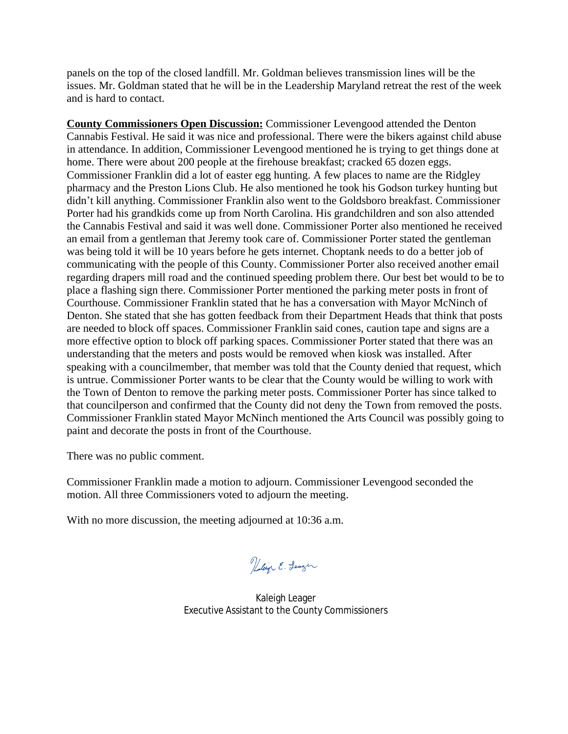panels on the top of the closed landfill. Mr. Goldman believes transmission lines will be the issues. Mr. Goldman stated that he will be in the Leadership Maryland retreat the rest of the week and is hard to contact.

**County Commissioners Open Discussion:** Commissioner Levengood attended the Denton Cannabis Festival. He said it was nice and professional. There were the bikers against child abuse in attendance. In addition, Commissioner Levengood mentioned he is trying to get things done at home. There were about 200 people at the firehouse breakfast; cracked 65 dozen eggs. Commissioner Franklin did a lot of easter egg hunting. A few places to name are the Ridgley pharmacy and the Preston Lions Club. He also mentioned he took his Godson turkey hunting but didn't kill anything. Commissioner Franklin also went to the Goldsboro breakfast. Commissioner Porter had his grandkids come up from North Carolina. His grandchildren and son also attended the Cannabis Festival and said it was well done. Commissioner Porter also mentioned he received an email from a gentleman that Jeremy took care of. Commissioner Porter stated the gentleman was being told it will be 10 years before he gets internet. Choptank needs to do a better job of communicating with the people of this County. Commissioner Porter also received another email regarding drapers mill road and the continued speeding problem there. Our best bet would to be to place a flashing sign there. Commissioner Porter mentioned the parking meter posts in front of Courthouse. Commissioner Franklin stated that he has a conversation with Mayor McNinch of Denton. She stated that she has gotten feedback from their Department Heads that think that posts are needed to block off spaces. Commissioner Franklin said cones, caution tape and signs are a more effective option to block off parking spaces. Commissioner Porter stated that there was an understanding that the meters and posts would be removed when kiosk was installed. After speaking with a councilmember, that member was told that the County denied that request, which is untrue. Commissioner Porter wants to be clear that the County would be willing to work with the Town of Denton to remove the parking meter posts. Commissioner Porter has since talked to that councilperson and confirmed that the County did not deny the Town from removed the posts. Commissioner Franklin stated Mayor McNinch mentioned the Arts Council was possibly going to paint and decorate the posts in front of the Courthouse.

There was no public comment.

Commissioner Franklin made a motion to adjourn. Commissioner Levengood seconded the motion. All three Commissioners voted to adjourn the meeting.

With no more discussion, the meeting adjourned at 10:36 a.m.

Kaleigh E. Leager

Kaleigh Leager
Executive Assistant to the County Commissioners